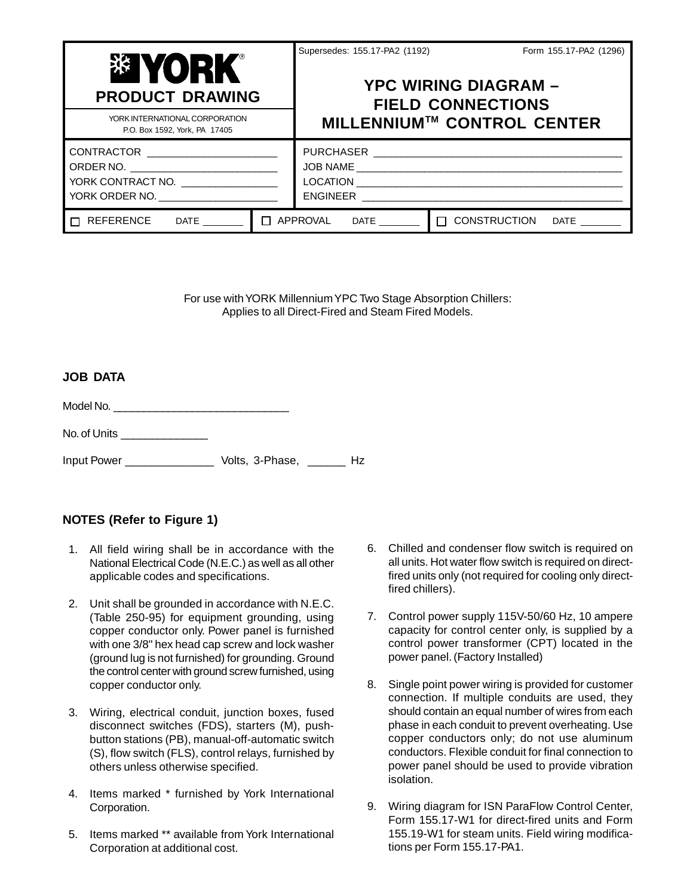| YORK® PRODUCT DRAWING | Supersedes: 155.17-PA2 (1192) Form 155.17-PA2 (1296) |
|---|---|
| YORK INTERNATIONAL CORPORATION<br>P.O. Box 1592, York, PA 17405 | **YPC WIRING DIAGRAM – FIELD CONNECTIONS MILLENNIUM™ CONTROL CENTER** |

| | |
|---|---|
| CONTRACTOR ____________________ | PURCHASER ______________________________________ |
| ORDER NO. ______________________ | JOB NAME _______________________________________ |
| YORK CONTRACT NO. ______________ | LOCATION _______________________________________ |
| YORK ORDER NO. __________________ | ENGINEER _______________________________________ |

| | | |
|---|---|---|
| ☐ REFERENCE DATE _______ | ☐ APPROVAL DATE _______ | ☐ CONSTRUCTION DATE _______ |

For use with YORK Millennium YPC Two Stage Absorption Chillers:
Applies to all Direct-Fired and Steam Fired Models.

## JOB DATA

Model No. ______________________________

No. of Units ______________

Input Power ______________ Volts, 3-Phase, ______ Hz

## NOTES (Refer to Figure 1)

1. All field wiring shall be in accordance with the National Electrical Code (N.E.C.) as well as all other applicable codes and specifications.
2. Unit shall be grounded in accordance with N.E.C. (Table 250-95) for equipment grounding, using copper conductor only. Power panel is furnished with one 3/8" hex head cap screw and lock washer (ground lug is not furnished) for grounding. Ground the control center with ground screw furnished, using copper conductor only.
3. Wiring, electrical conduit, junction boxes, fused disconnect switches (FDS), starters (M), push-button stations (PB), manual-off-automatic switch (S), flow switch (FLS), control relays, furnished by others unless otherwise specified.
4. Items marked * furnished by York International Corporation.
5. Items marked ** available from York International Corporation at additional cost.
6. Chilled and condenser flow switch is required on all units. Hot water flow switch is required on direct-fired units only (not required for cooling only direct-fired chillers).
7. Control power supply 115V-50/60 Hz, 10 ampere capacity for control center only, is supplied by a control power transformer (CPT) located in the power panel. (Factory Installed)
8. Single point power wiring is provided for customer connection. If multiple conduits are used, they should contain an equal number of wires from each phase in each conduit to prevent overheating. Use copper conductors only; do not use aluminum conductors. Flexible conduit for final connection to power panel should be used to provide vibration isolation.
9. Wiring diagram for ISN ParaFlow Control Center, Form 155.17-W1 for direct-fired units and Form 155.19-W1 for steam units. Field wiring modifications per Form 155.17-PA1.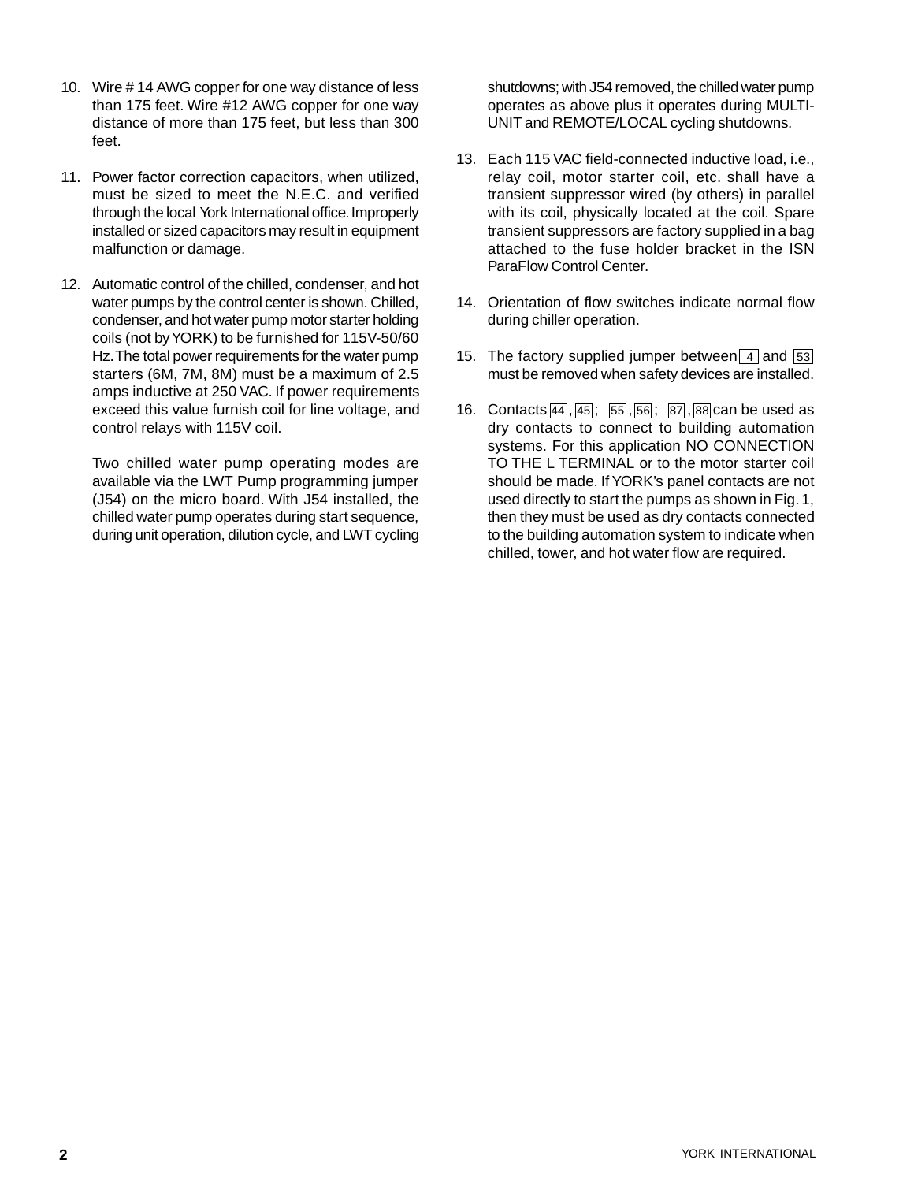10. Wire # 14 AWG copper for one way distance of less than 175 feet. Wire #12 AWG copper for one way distance of more than 175 feet, but less than 300 feet.

11. Power factor correction capacitors, when utilized, must be sized to meet the N.E.C. and verified through the local York International office. Improperly installed or sized capacitors may result in equipment malfunction or damage.

12. Automatic control of the chilled, condenser, and hot water pumps by the control center is shown. Chilled, condenser, and hot water pump motor starter holding coils (not by YORK) to be furnished for 115V-50/60 Hz. The total power requirements for the water pump starters (6M, 7M, 8M) must be a maximum of 2.5 amps inductive at 250 VAC. If power requirements exceed this value furnish coil for line voltage, and control relays with 115V coil.

    Two chilled water pump operating modes are available via the LWT Pump programming jumper (J54) on the micro board. With J54 installed, the chilled water pump operates during start sequence, during unit operation, dilution cycle, and LWT cycling shutdowns; with J54 removed, the chilled water pump operates as above plus it operates during MULTI-UNIT and REMOTE/LOCAL cycling shutdowns.

13. Each 115 VAC field-connected inductive load, i.e., relay coil, motor starter coil, etc. shall have a transient suppressor wired (by others) in parallel with its coil, physically located at the coil. Spare transient suppressors are factory supplied in a bag attached to the fuse holder bracket in the ISN ParaFlow Control Center.

14. Orientation of flow switches indicate normal flow during chiller operation.

15. The factory supplied jumper between 4 and 53 must be removed when safety devices are installed.

16. Contacts 44, 45; 55, 56; 87, 88 can be used as dry contacts to connect to building automation systems. For this application NO CONNECTION TO THE L TERMINAL or to the motor starter coil should be made. If YORK's panel contacts are not used directly to start the pumps as shown in Fig. 1, then they must be used as dry contacts connected to the building automation system to indicate when chilled, tower, and hot water flow are required.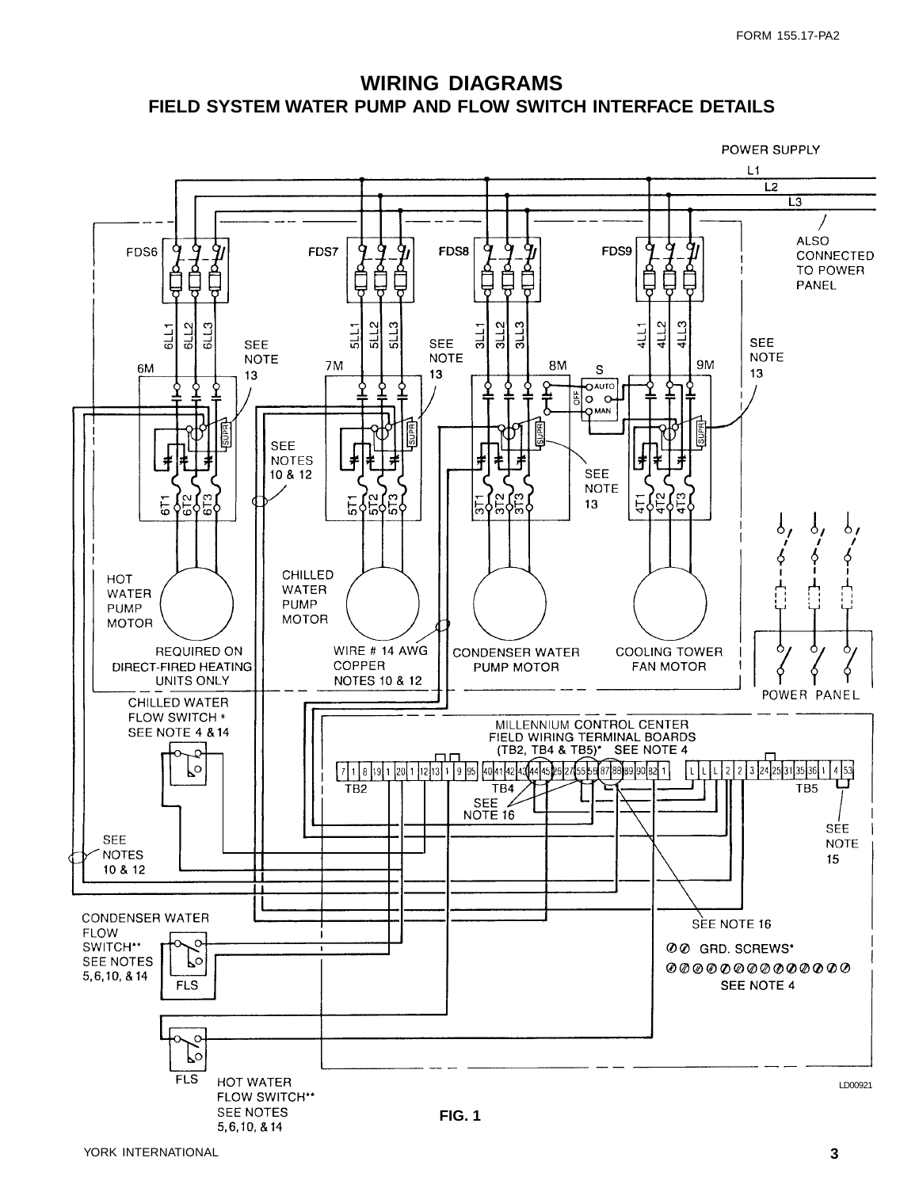# WIRING DIAGRAMS

## FIELD SYSTEM WATER PUMP AND FLOW SWITCH INTERFACE DETAILS

POWER SUPPLY

L1

L2

L3

ALSO CONNECTED TO POWER PANEL

FDS6 FDS7 FDS8 FDS9

6LL1 6LL2 6LL3 5LL1 5LL2 5LL3 3LL1 3LL2 3LL3 4LL1 4LL2 4LL3

SEE NOTE 13

6M 7M 8M S 9M

AUTO OFF MAN

SUPR

SEE NOTES 10 & 12

6T1 6T2 6T3 5T1 5T2 5T3 3T1 3T2 3T3 4T1 4T2 4T3

HOT WATER PUMP MOTOR

REQUIRED ON DIRECT-FIRED HEATING UNITS ONLY

CHILLED WATER PUMP MOTOR

WIRE # 14 AWG COPPER NOTES 10 & 12

CONDENSER WATER PUMP MOTOR

COOLING TOWER FAN MOTOR

POWER PANEL

CHILLED WATER FLOW SWITCH * SEE NOTE 4 & 14

MILLENNIUM CONTROL CENTER FIELD WIRING TERMINAL BOARDS (TB2, TB4 & TB5)* SEE NOTE 4

TB2: 7 1 8 19 1 20 1 12 13 1 9 95

TB4: 40 41 42 43 44 45 25 27 55 56 87 88 89 90 82 1

TB5: L L L 2 2 3 24 25 31 35 36 1 4 53

SEE NOTE 16

SEE NOTE 15

SEE NOTES 10 & 12

CONDENSER WATER FLOW SWITCH** SEE NOTES 5, 6, 10, & 14

FLS

SEE NOTE 16

GRD. SCREWS*

SEE NOTE 4

FLS

HOT WATER FLOW SWITCH** SEE NOTES 5, 6, 10, & 14

LD00921

FIG. 1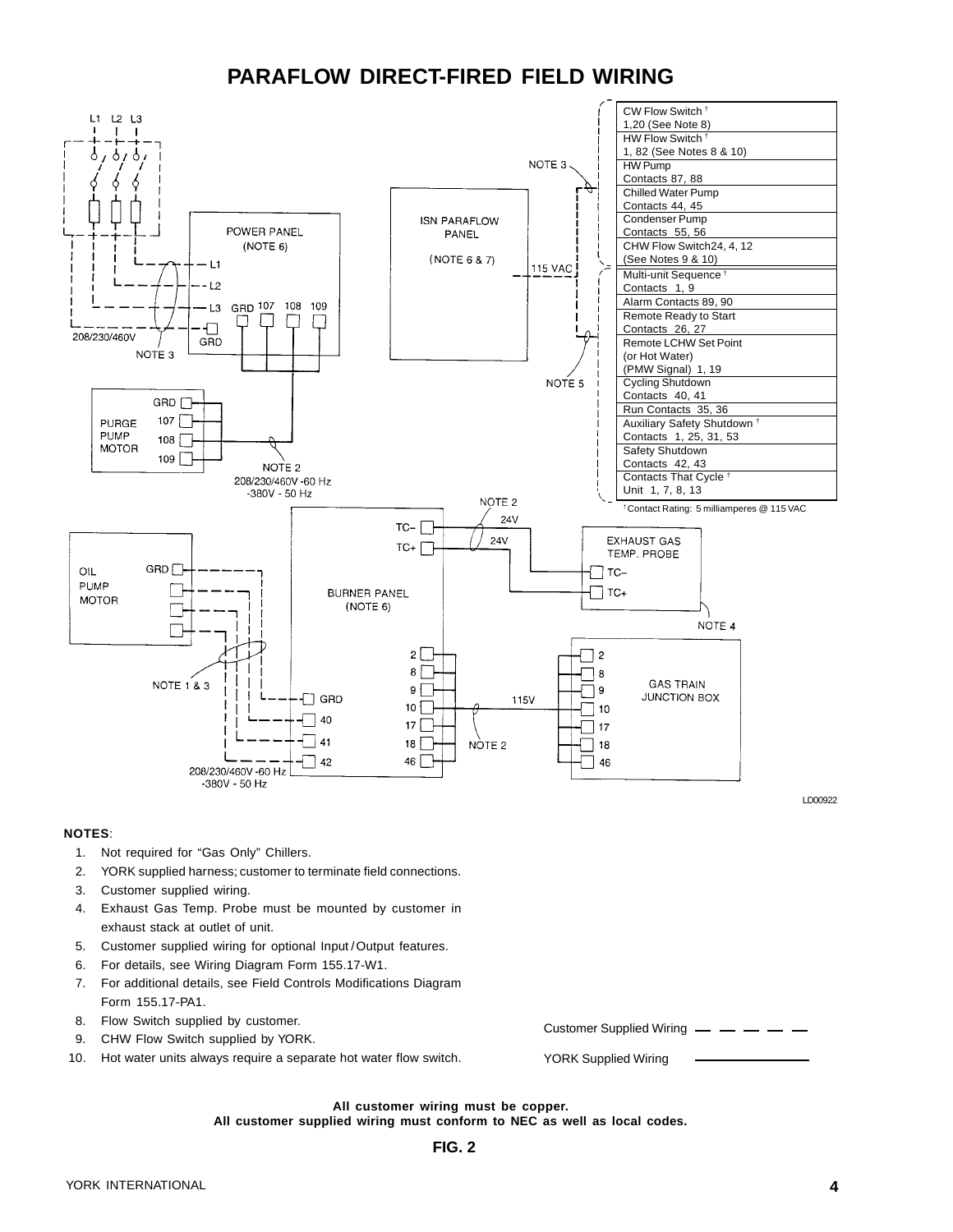# PARAFLOW DIRECT-FIRED FIELD WIRING

POWER PANEL (NOTE 6)

ISN PARAFLOW PANEL (NOTE 6 & 7)

L1 L2 L3

208/230/460V

NOTE 3

115 VAC

NOTE 5

| |
|---|
| CW Flow Switch † 1,20 (See Note 8) |
| HW Flow Switch † 1, 82 (See Notes 8 & 10) |
| HW Pump Contacts 87, 88 |
| Chilled Water Pump Contacts 44, 45 |
| Condenser Pump Contacts 55, 56 |
| CHW Flow Switch24, 4, 12 (See Notes 9 & 10) |
| Multi-unit Sequence † Contacts 1, 9 |
| Alarm Contacts 89, 90 |
| Remote Ready to Start Contacts 26, 27 |
| Remote LCHW Set Point (or Hot Water) (PMW Signal) 1, 19 |
| Cycling Shutdown Contacts 40, 41 |
| Run Contacts 35, 36 |
| Auxiliary Safety Shutdown † Contacts 1, 25, 31, 53 |
| Safety Shutdown Contacts 42, 43 |
| Contacts That Cycle † Unit 1, 7, 8, 13 |

† Contact Rating: 5 milliamperes @ 115 VAC

PURGE PUMP MOTOR: GRD, 107, 108, 109

NOTE 2 208/230/460V -60 Hz -380V - 50 Hz

BURNER PANEL (NOTE 6)

EXHAUST GAS TEMP. PROBE: TC–, TC+ (24V) — NOTE 4

OIL PUMP MOTOR: GRD

NOTE 1 & 3

GRD, 40, 41, 42 — 208/230/460V -60 Hz -380V - 50 Hz

GAS TRAIN JUNCTION BOX: 2, 8, 9, 10, 17, 18, 46 (115V) — NOTE 2

LD00922

**NOTES**:

1. Not required for "Gas Only" Chillers.
2. YORK supplied harness; customer to terminate field connections.
3. Customer supplied wiring.
4. Exhaust Gas Temp. Probe must be mounted by customer in exhaust stack at outlet of unit.
5. Customer supplied wiring for optional Input / Output features.
6. For details, see Wiring Diagram Form 155.17-W1.
7. For additional details, see Field Controls Modifications Diagram Form 155.17-PA1.
8. Flow Switch supplied by customer.
9. CHW Flow Switch supplied by YORK.
10. Hot water units always require a separate hot water flow switch.

Customer Supplied Wiring — — — — —

YORK Supplied Wiring ————————

**All customer wiring must be copper.**
**All customer supplied wiring must conform to NEC as well as local codes.**

**FIG. 2**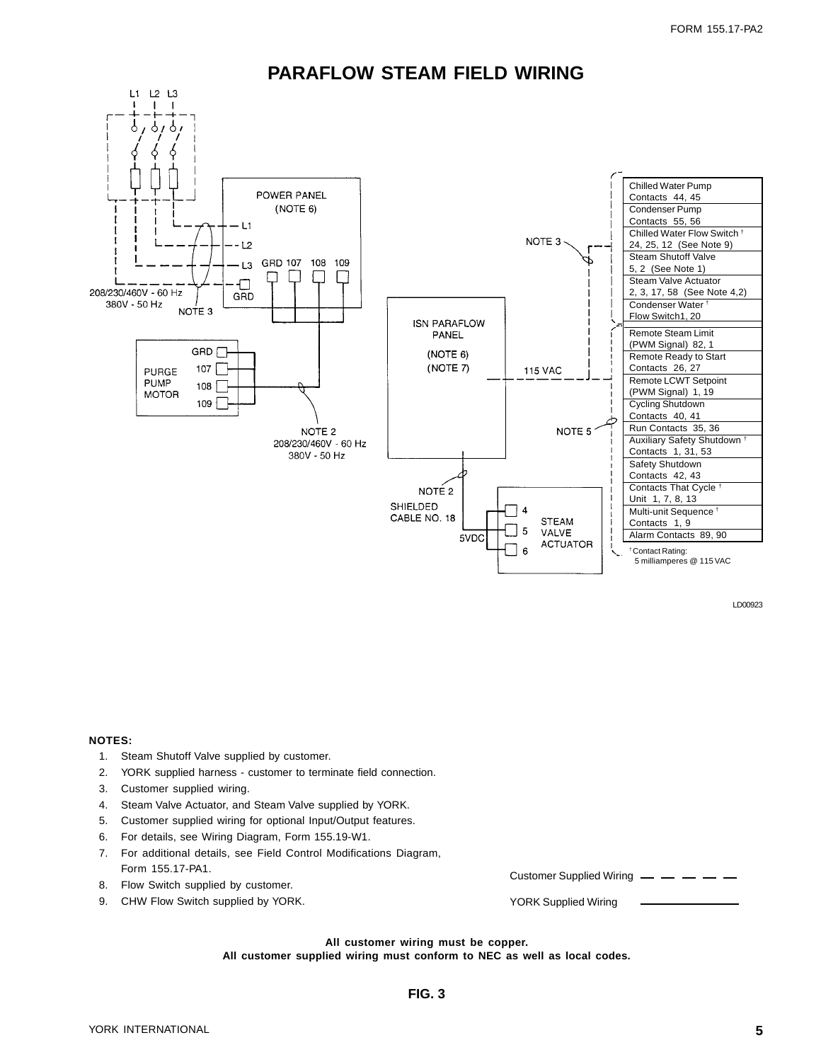# PARAFLOW STEAM FIELD WIRING

L1 L2 L3

POWER PANEL (NOTE 6)

L1
L2
L3
GRD 107 108 109
GRD

208/230/460V - 60 Hz
380V - 50 Hz
NOTE 3

PURGE PUMP MOTOR
GRD
107
108
109

NOTE 2
208/230/460V - 60 Hz
380V - 50 Hz

ISN PARAFLOW PANEL
(NOTE 6)
(NOTE 7)

NOTE 3

115 VAC

NOTE 5

NOTE 2
SHIELDED CABLE NO. 18

STEAM VALVE ACTUATOR
4
5
6
5VDC

| |
|---|
| Chilled Water Pump Contacts 44, 45 |
| Condenser Pump Contacts 55, 56 |
| Chilled Water Flow Switch † 24, 25, 12 (See Note 9) |
| Steam Shutoff Valve 5, 2 (See Note 1) |
| Steam Valve Actuator 2, 3, 17, 58 (See Note 4,2) |
| Condenser Water † Flow Switch1, 20 |
| Remote Steam Limit (PWM Signal) 82, 1 |
| Remote Ready to Start Contacts 26, 27 |
| Remote LCWT Setpoint (PWM Signal) 1, 19 |
| Cycling Shutdown Contacts 40, 41 |
| Run Contacts 35, 36 |
| Auxiliary Safety Shutdown † Contacts 1, 31, 53 |
| Safety Shutdown Contacts 42, 43 |
| Contacts That Cycle † Unit 1, 7, 8, 13 |
| Multi-unit Sequence † Contacts 1, 9 |
| Alarm Contacts 89, 90 |

† Contact Rating: 5 milliamperes @ 115 VAC

LD00923

**NOTES:**

1. Steam Shutoff Valve supplied by customer.
2. YORK supplied harness - customer to terminate field connection.
3. Customer supplied wiring.
4. Steam Valve Actuator, and Steam Valve supplied by YORK.
5. Customer supplied wiring for optional Input/Output features.
6. For details, see Wiring Diagram, Form 155.19-W1.
7. For additional details, see Field Control Modifications Diagram, Form 155.17-PA1.
8. Flow Switch supplied by customer.
9. CHW Flow Switch supplied by YORK.

Customer Supplied Wiring — — — — —

YORK Supplied Wiring ————————

**All customer wiring must be copper.**
**All customer supplied wiring must conform to NEC as well as local codes.**

**FIG. 3**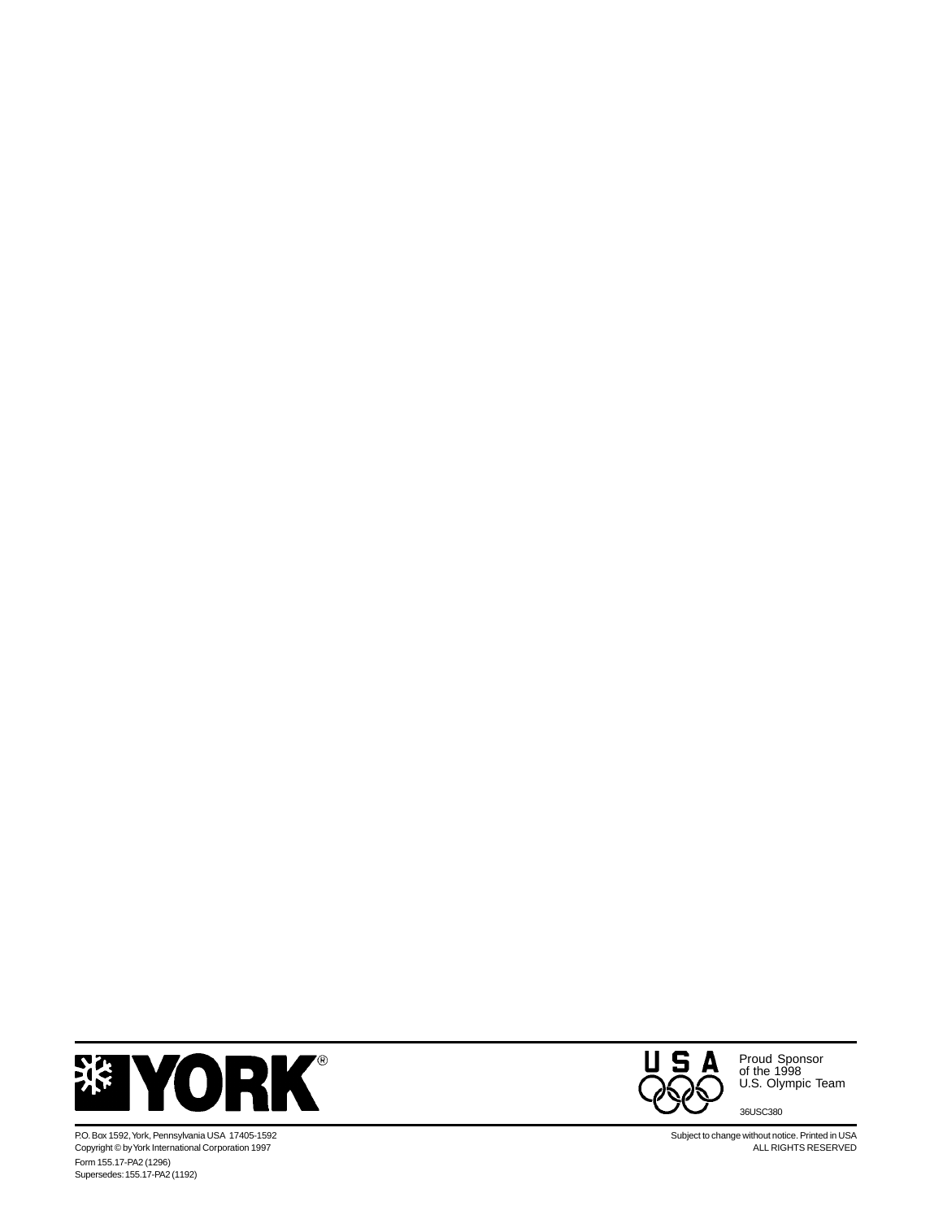YORK®

USA

Proud Sponsor
of the 1998
U.S. Olympic Team

36USC380

P.O. Box 1592, York, Pennsylvania USA 17405-1592
Copyright © by York International Corporation 1997
Form 155.17-PA2 (1296)
Supersedes: 155.17-PA2 (1192)

Subject to change without notice. Printed in USA
ALL RIGHTS RESERVED